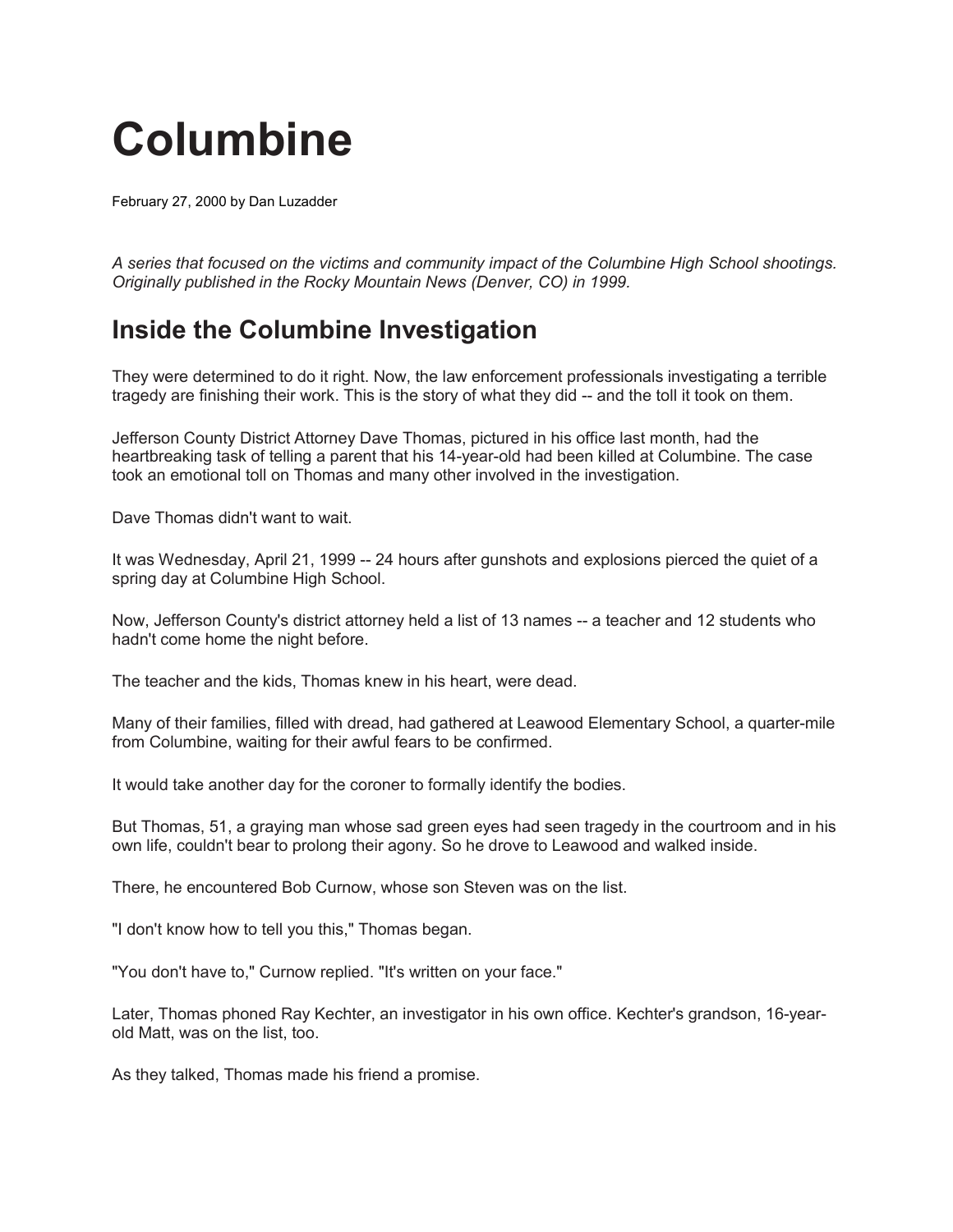# Columbine

February 27, 2000 by Dan Luzadder

*A series that focused on the victims and community impact of the Columbine High School shootings. Originally published in the Rocky Mountain News (Denver, CO) in 1999.*

## Inside the Columbine Investigation

They were determined to do it right. Now, the law enforcement professionals investigating a terrible tragedy are finishing their work. This is the story of what they did -- and the toll it took on them.

Jefferson County District Attorney Dave Thomas, pictured in his office last month, had the heartbreaking task of telling a parent that his 14-year-old had been killed at Columbine. The case took an emotional toll on Thomas and many other involved in the investigation.

Dave Thomas didn't want to wait.

It was Wednesday, April 21, 1999 -- 24 hours after gunshots and explosions pierced the quiet of a spring day at Columbine High School.

Now, Jefferson County's district attorney held a list of 13 names -- a teacher and 12 students who hadn't come home the night before.

The teacher and the kids, Thomas knew in his heart, were dead.

Many of their families, filled with dread, had gathered at Leawood Elementary School, a quarter-mile from Columbine, waiting for their awful fears to be confirmed.

It would take another day for the coroner to formally identify the bodies.

But Thomas, 51, a graying man whose sad green eyes had seen tragedy in the courtroom and in his own life, couldn't bear to prolong their agony. So he drove to Leawood and walked inside.

There, he encountered Bob Curnow, whose son Steven was on the list.

"I don't know how to tell you this," Thomas began.

"You don't have to," Curnow replied. "It's written on your face."

Later, Thomas phoned Ray Kechter, an investigator in his own office. Kechter's grandson, 16-year-old Matt, was on the list, too.

As they talked, Thomas made his friend a promise.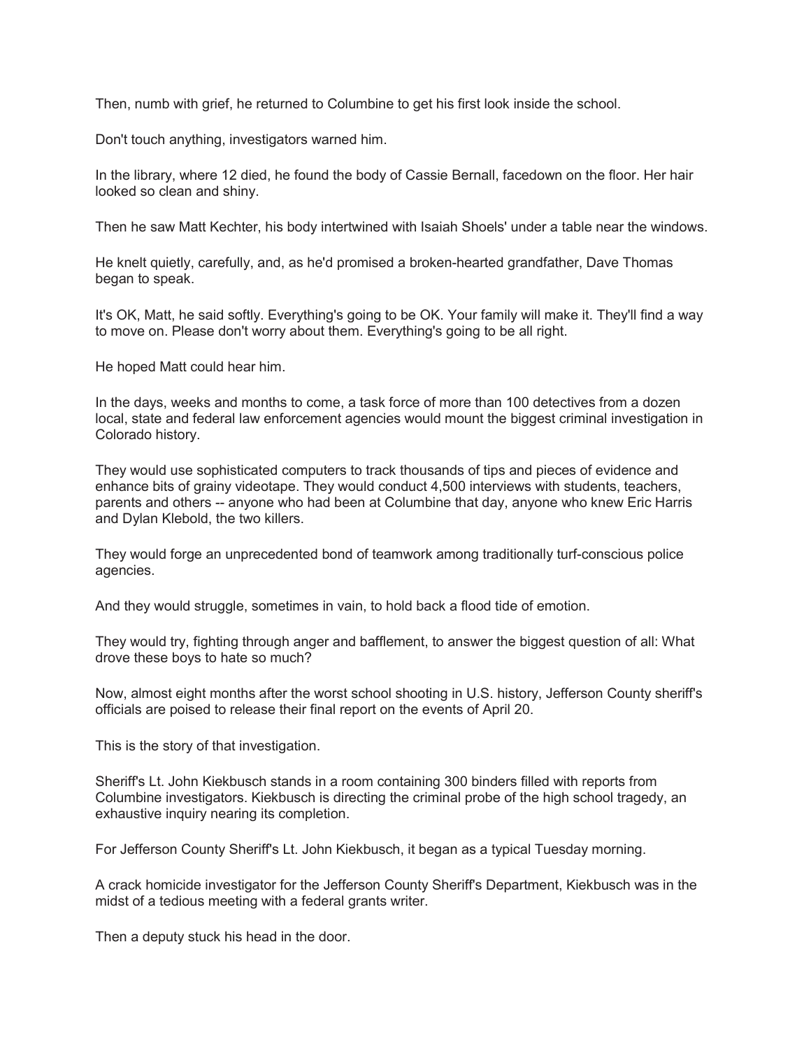Then, numb with grief, he returned to Columbine to get his first look inside the school.

Don't touch anything, investigators warned him.

In the library, where 12 died, he found the body of Cassie Bernall, facedown on the floor. Her hair looked so clean and shiny.

Then he saw Matt Kechter, his body intertwined with Isaiah Shoels' under a table near the windows.

He knelt quietly, carefully, and, as he'd promised a broken-hearted grandfather, Dave Thomas began to speak.

It's OK, Matt, he said softly. Everything's going to be OK. Your family will make it. They'll find a way to move on. Please don't worry about them. Everything's going to be all right.

He hoped Matt could hear him.

In the days, weeks and months to come, a task force of more than 100 detectives from a dozen local, state and federal law enforcement agencies would mount the biggest criminal investigation in Colorado history.

They would use sophisticated computers to track thousands of tips and pieces of evidence and enhance bits of grainy videotape. They would conduct 4,500 interviews with students, teachers, parents and others -- anyone who had been at Columbine that day, anyone who knew Eric Harris and Dylan Klebold, the two killers.

They would forge an unprecedented bond of teamwork among traditionally turf-conscious police agencies.

And they would struggle, sometimes in vain, to hold back a flood tide of emotion.

They would try, fighting through anger and bafflement, to answer the biggest question of all: What drove these boys to hate so much?

Now, almost eight months after the worst school shooting in U.S. history, Jefferson County sheriff's officials are poised to release their final report on the events of April 20.

This is the story of that investigation.

Sheriff's Lt. John Kiekbusch stands in a room containing 300 binders filled with reports from Columbine investigators. Kiekbusch is directing the criminal probe of the high school tragedy, an exhaustive inquiry nearing its completion.

For Jefferson County Sheriff's Lt. John Kiekbusch, it began as a typical Tuesday morning.

A crack homicide investigator for the Jefferson County Sheriff's Department, Kiekbusch was in the midst of a tedious meeting with a federal grants writer.

Then a deputy stuck his head in the door.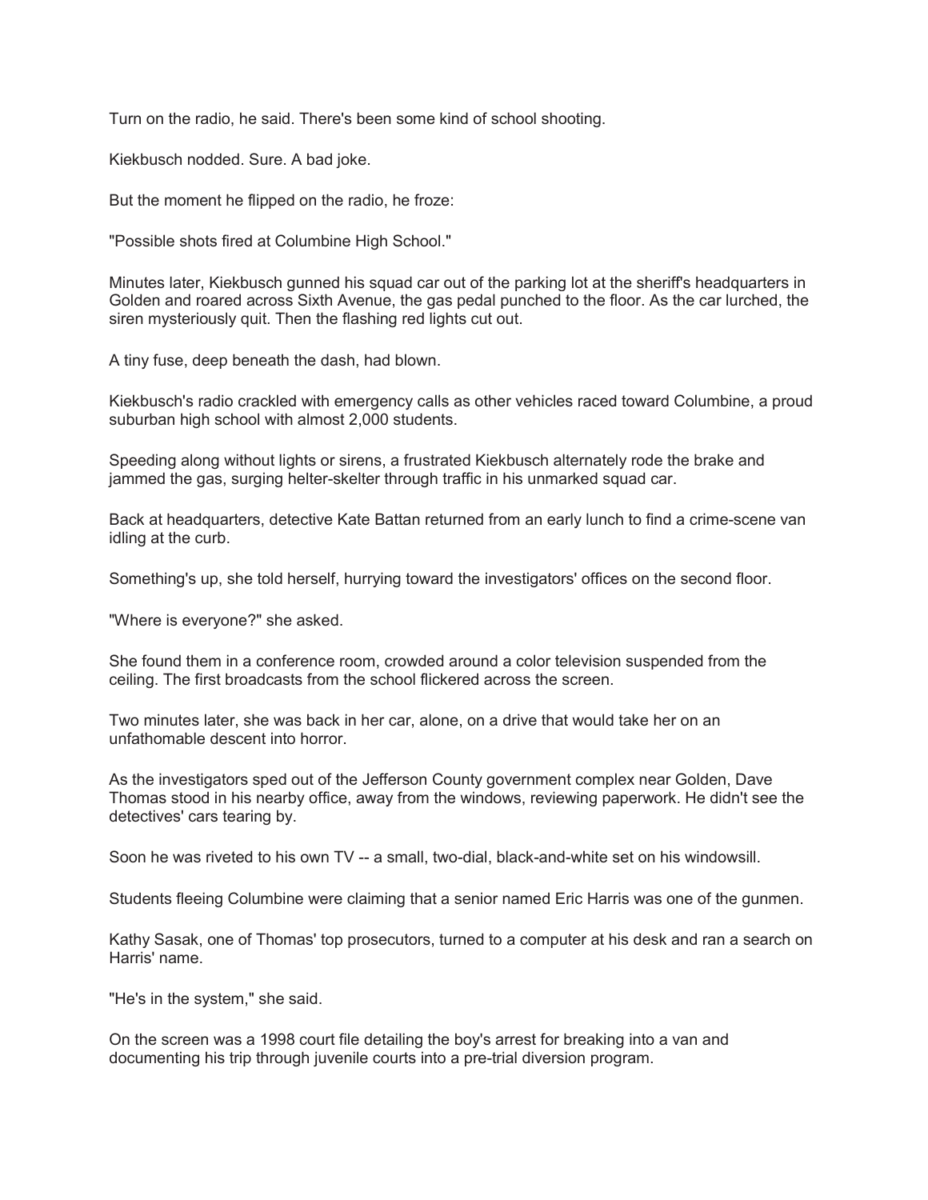Turn on the radio, he said. There's been some kind of school shooting.

Kiekbusch nodded. Sure. A bad joke.

But the moment he flipped on the radio, he froze:

"Possible shots fired at Columbine High School."

Minutes later, Kiekbusch gunned his squad car out of the parking lot at the sheriff's headquarters in Golden and roared across Sixth Avenue, the gas pedal punched to the floor. As the car lurched, the siren mysteriously quit. Then the flashing red lights cut out.

A tiny fuse, deep beneath the dash, had blown.

Kiekbusch's radio crackled with emergency calls as other vehicles raced toward Columbine, a proud suburban high school with almost 2,000 students.

Speeding along without lights or sirens, a frustrated Kiekbusch alternately rode the brake and jammed the gas, surging helter-skelter through traffic in his unmarked squad car.

Back at headquarters, detective Kate Battan returned from an early lunch to find a crime-scene van idling at the curb.

Something's up, she told herself, hurrying toward the investigators' offices on the second floor.

"Where is everyone?" she asked.

She found them in a conference room, crowded around a color television suspended from the ceiling. The first broadcasts from the school flickered across the screen.

Two minutes later, she was back in her car, alone, on a drive that would take her on an unfathomable descent into horror.

As the investigators sped out of the Jefferson County government complex near Golden, Dave Thomas stood in his nearby office, away from the windows, reviewing paperwork. He didn't see the detectives' cars tearing by.

Soon he was riveted to his own TV -- a small, two-dial, black-and-white set on his windowsill.

Students fleeing Columbine were claiming that a senior named Eric Harris was one of the gunmen.

Kathy Sasak, one of Thomas' top prosecutors, turned to a computer at his desk and ran a search on Harris' name.

"He's in the system," she said.

On the screen was a 1998 court file detailing the boy's arrest for breaking into a van and documenting his trip through juvenile courts into a pre-trial diversion program.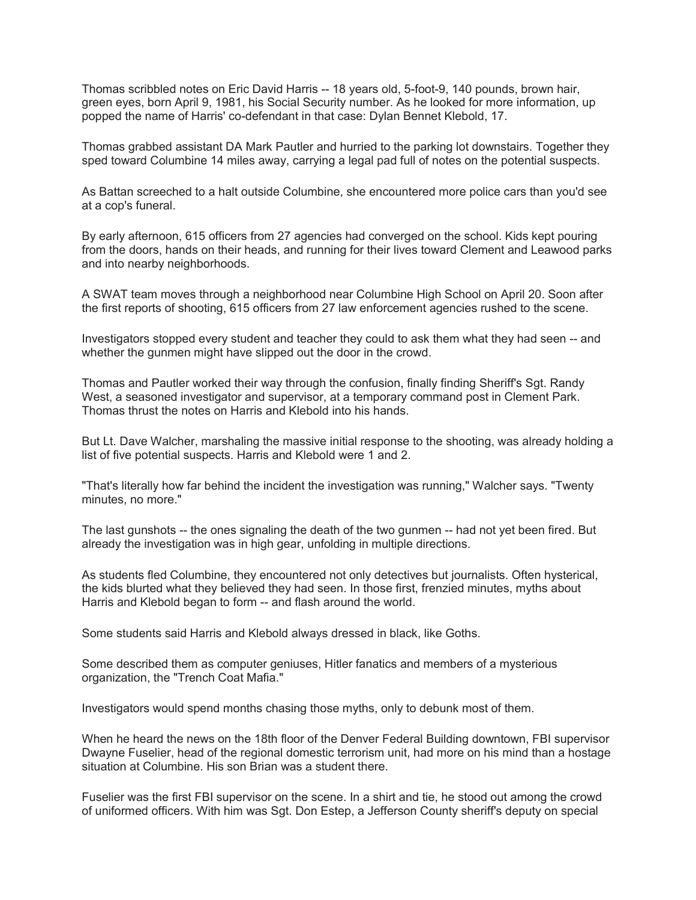Thomas scribbled notes on Eric David Harris -- 18 years old, 5-foot-9, 140 pounds, brown hair, green eyes, born April 9, 1981, his Social Security number. As he looked for more information, up popped the name of Harris' co-defendant in that case: Dylan Bennet Klebold, 17.

Thomas grabbed assistant DA Mark Pautler and hurried to the parking lot downstairs. Together they sped toward Columbine 14 miles away, carrying a legal pad full of notes on the potential suspects.

As Battan screeched to a halt outside Columbine, she encountered more police cars than you'd see at a cop's funeral.

By early afternoon, 615 officers from 27 agencies had converged on the school. Kids kept pouring from the doors, hands on their heads, and running for their lives toward Clement and Leawood parks and into nearby neighborhoods.

A SWAT team moves through a neighborhood near Columbine High School on April 20. Soon after the first reports of shooting, 615 officers from 27 law enforcement agencies rushed to the scene.

Investigators stopped every student and teacher they could to ask them what they had seen -- and whether the gunmen might have slipped out the door in the crowd.

Thomas and Pautler worked their way through the confusion, finally finding Sheriff's Sgt. Randy West, a seasoned investigator and supervisor, at a temporary command post in Clement Park. Thomas thrust the notes on Harris and Klebold into his hands.

But Lt. Dave Walcher, marshaling the massive initial response to the shooting, was already holding a list of five potential suspects. Harris and Klebold were 1 and 2.

"That's literally how far behind the incident the investigation was running," Walcher says. "Twenty minutes, no more."

The last gunshots -- the ones signaling the death of the two gunmen -- had not yet been fired. But already the investigation was in high gear, unfolding in multiple directions.

As students fled Columbine, they encountered not only detectives but journalists. Often hysterical, the kids blurted what they believed they had seen. In those first, frenzied minutes, myths about Harris and Klebold began to form -- and flash around the world.

Some students said Harris and Klebold always dressed in black, like Goths.

Some described them as computer geniuses, Hitler fanatics and members of a mysterious organization, the "Trench Coat Mafia."

Investigators would spend months chasing those myths, only to debunk most of them.

When he heard the news on the 18th floor of the Denver Federal Building downtown, FBI supervisor Dwayne Fuselier, head of the regional domestic terrorism unit, had more on his mind than a hostage situation at Columbine. His son Brian was a student there.

Fuselier was the first FBI supervisor on the scene. In a shirt and tie, he stood out among the crowd of uniformed officers. With him was Sgt. Don Estep, a Jefferson County sheriff's deputy on special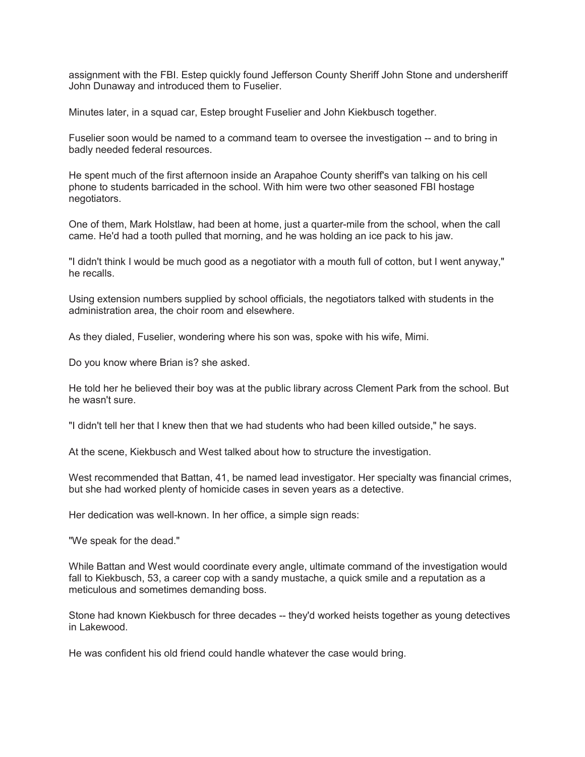assignment with the FBI. Estep quickly found Jefferson County Sheriff John Stone and undersheriff John Dunaway and introduced them to Fuselier.

Minutes later, in a squad car, Estep brought Fuselier and John Kiekbusch together.

Fuselier soon would be named to a command team to oversee the investigation -- and to bring in badly needed federal resources.

He spent much of the first afternoon inside an Arapahoe County sheriff's van talking on his cell phone to students barricaded in the school. With him were two other seasoned FBI hostage negotiators.

One of them, Mark Holstlaw, had been at home, just a quarter-mile from the school, when the call came. He'd had a tooth pulled that morning, and he was holding an ice pack to his jaw.

"I didn't think I would be much good as a negotiator with a mouth full of cotton, but I went anyway," he recalls.

Using extension numbers supplied by school officials, the negotiators talked with students in the administration area, the choir room and elsewhere.

As they dialed, Fuselier, wondering where his son was, spoke with his wife, Mimi.

Do you know where Brian is? she asked.

He told her he believed their boy was at the public library across Clement Park from the school. But he wasn't sure.

"I didn't tell her that I knew then that we had students who had been killed outside," he says.

At the scene, Kiekbusch and West talked about how to structure the investigation.

West recommended that Battan, 41, be named lead investigator. Her specialty was financial crimes, but she had worked plenty of homicide cases in seven years as a detective.

Her dedication was well-known. In her office, a simple sign reads:

"We speak for the dead."

While Battan and West would coordinate every angle, ultimate command of the investigation would fall to Kiekbusch, 53, a career cop with a sandy mustache, a quick smile and a reputation as a meticulous and sometimes demanding boss.

Stone had known Kiekbusch for three decades -- they'd worked heists together as young detectives in Lakewood.

He was confident his old friend could handle whatever the case would bring.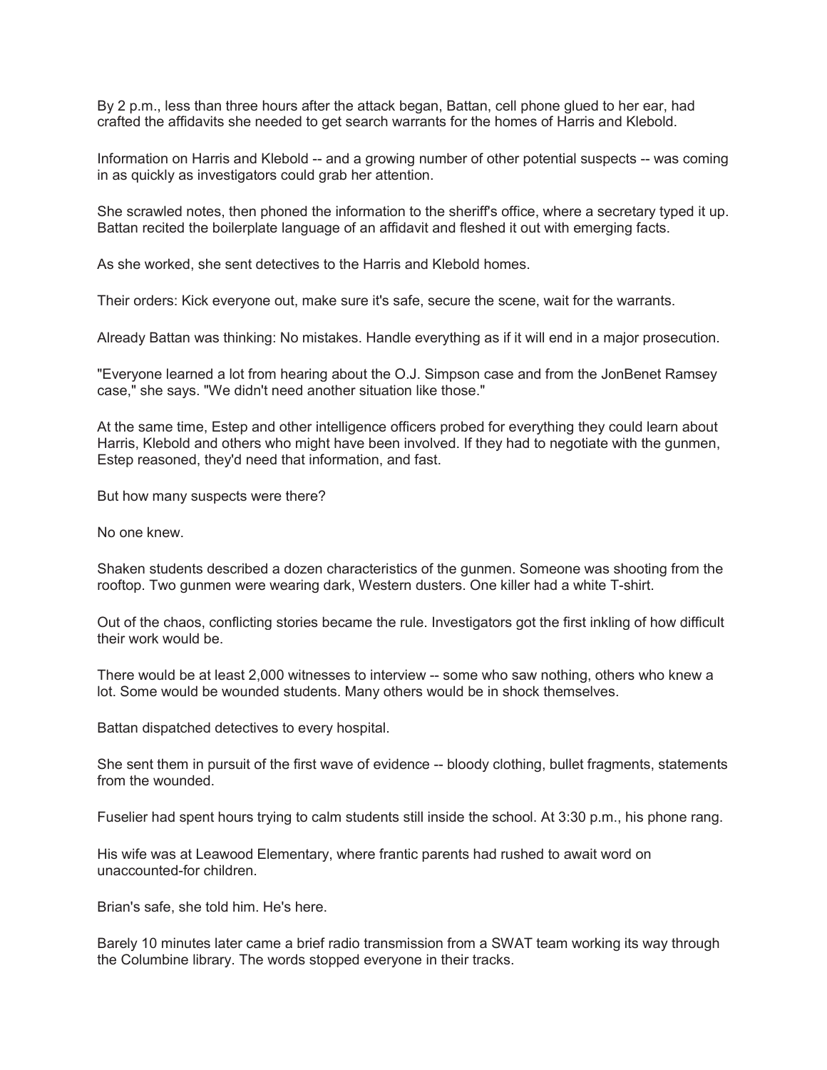By 2 p.m., less than three hours after the attack began, Battan, cell phone glued to her ear, had crafted the affidavits she needed to get search warrants for the homes of Harris and Klebold.

Information on Harris and Klebold -- and a growing number of other potential suspects -- was coming in as quickly as investigators could grab her attention.

She scrawled notes, then phoned the information to the sheriff's office, where a secretary typed it up. Battan recited the boilerplate language of an affidavit and fleshed it out with emerging facts.

As she worked, she sent detectives to the Harris and Klebold homes.

Their orders: Kick everyone out, make sure it's safe, secure the scene, wait for the warrants.

Already Battan was thinking: No mistakes. Handle everything as if it will end in a major prosecution.

"Everyone learned a lot from hearing about the O.J. Simpson case and from the JonBenet Ramsey case," she says. "We didn't need another situation like those."

At the same time, Estep and other intelligence officers probed for everything they could learn about Harris, Klebold and others who might have been involved. If they had to negotiate with the gunmen, Estep reasoned, they'd need that information, and fast.

But how many suspects were there?

No one knew.

Shaken students described a dozen characteristics of the gunmen. Someone was shooting from the rooftop. Two gunmen were wearing dark, Western dusters. One killer had a white T-shirt.

Out of the chaos, conflicting stories became the rule. Investigators got the first inkling of how difficult their work would be.

There would be at least 2,000 witnesses to interview -- some who saw nothing, others who knew a lot. Some would be wounded students. Many others would be in shock themselves.

Battan dispatched detectives to every hospital.

She sent them in pursuit of the first wave of evidence -- bloody clothing, bullet fragments, statements from the wounded.

Fuselier had spent hours trying to calm students still inside the school. At 3:30 p.m., his phone rang.

His wife was at Leawood Elementary, where frantic parents had rushed to await word on unaccounted-for children.

Brian's safe, she told him. He's here.

Barely 10 minutes later came a brief radio transmission from a SWAT team working its way through the Columbine library. The words stopped everyone in their tracks.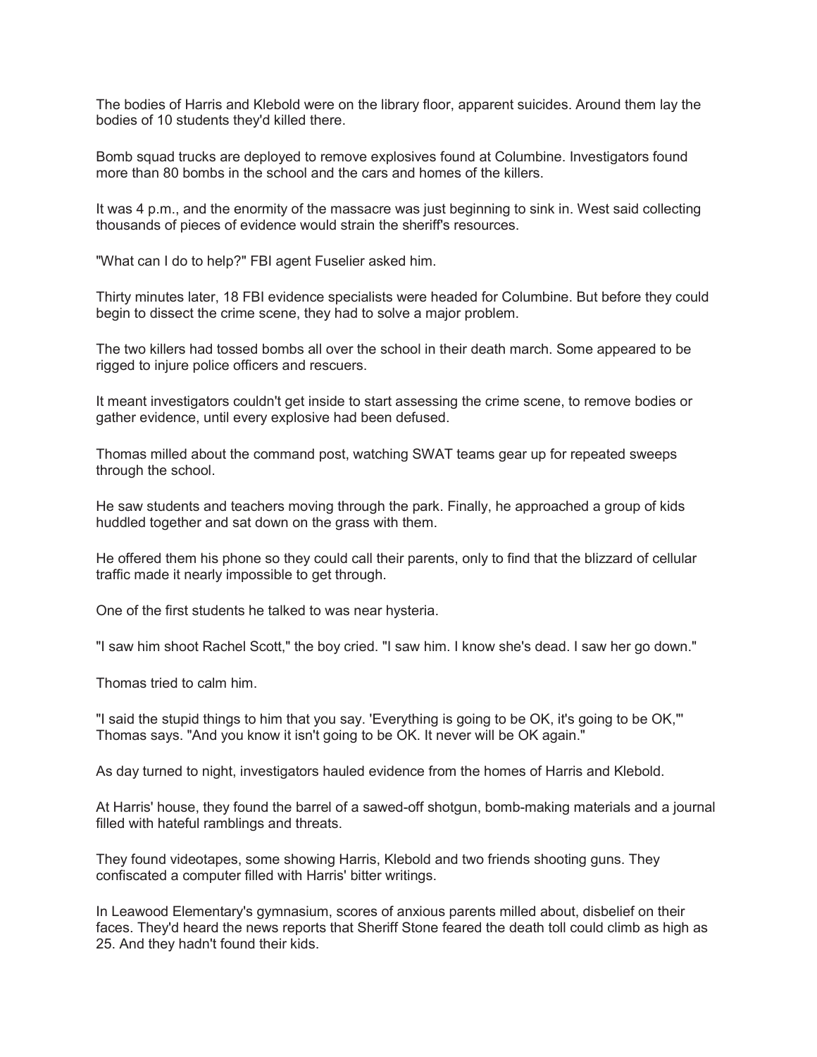The bodies of Harris and Klebold were on the library floor, apparent suicides. Around them lay the bodies of 10 students they'd killed there.

Bomb squad trucks are deployed to remove explosives found at Columbine. Investigators found more than 80 bombs in the school and the cars and homes of the killers.

It was 4 p.m., and the enormity of the massacre was just beginning to sink in. West said collecting thousands of pieces of evidence would strain the sheriff's resources.

"What can I do to help?" FBI agent Fuselier asked him.

Thirty minutes later, 18 FBI evidence specialists were headed for Columbine. But before they could begin to dissect the crime scene, they had to solve a major problem.

The two killers had tossed bombs all over the school in their death march. Some appeared to be rigged to injure police officers and rescuers.

It meant investigators couldn't get inside to start assessing the crime scene, to remove bodies or gather evidence, until every explosive had been defused.

Thomas milled about the command post, watching SWAT teams gear up for repeated sweeps through the school.

He saw students and teachers moving through the park. Finally, he approached a group of kids huddled together and sat down on the grass with them.

He offered them his phone so they could call their parents, only to find that the blizzard of cellular traffic made it nearly impossible to get through.

One of the first students he talked to was near hysteria.

"I saw him shoot Rachel Scott," the boy cried. "I saw him. I know she's dead. I saw her go down."

Thomas tried to calm him.

"I said the stupid things to him that you say. 'Everything is going to be OK, it's going to be OK,'" Thomas says. "And you know it isn't going to be OK. It never will be OK again."

As day turned to night, investigators hauled evidence from the homes of Harris and Klebold.

At Harris' house, they found the barrel of a sawed-off shotgun, bomb-making materials and a journal filled with hateful ramblings and threats.

They found videotapes, some showing Harris, Klebold and two friends shooting guns. They confiscated a computer filled with Harris' bitter writings.

In Leawood Elementary's gymnasium, scores of anxious parents milled about, disbelief on their faces. They'd heard the news reports that Sheriff Stone feared the death toll could climb as high as 25. And they hadn't found their kids.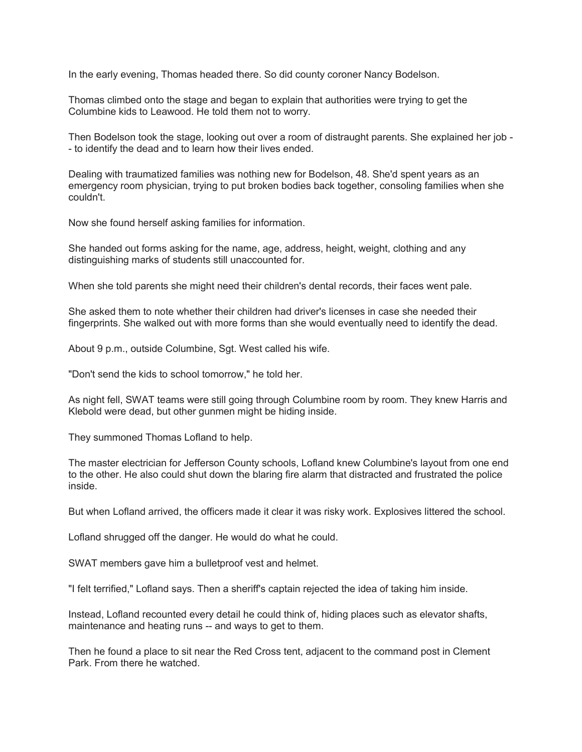In the early evening, Thomas headed there. So did county coroner Nancy Bodelson.

Thomas climbed onto the stage and began to explain that authorities were trying to get the Columbine kids to Leawood. He told them not to worry.

Then Bodelson took the stage, looking out over a room of distraught parents. She explained her job -- to identify the dead and to learn how their lives ended.

Dealing with traumatized families was nothing new for Bodelson, 48. She'd spent years as an emergency room physician, trying to put broken bodies back together, consoling families when she couldn't.

Now she found herself asking families for information.

She handed out forms asking for the name, age, address, height, weight, clothing and any distinguishing marks of students still unaccounted for.

When she told parents she might need their children's dental records, their faces went pale.

She asked them to note whether their children had driver's licenses in case she needed their fingerprints. She walked out with more forms than she would eventually need to identify the dead.

About 9 p.m., outside Columbine, Sgt. West called his wife.

"Don't send the kids to school tomorrow," he told her.

As night fell, SWAT teams were still going through Columbine room by room. They knew Harris and Klebold were dead, but other gunmen might be hiding inside.

They summoned Thomas Lofland to help.

The master electrician for Jefferson County schools, Lofland knew Columbine's layout from one end to the other. He also could shut down the blaring fire alarm that distracted and frustrated the police inside.

But when Lofland arrived, the officers made it clear it was risky work. Explosives littered the school.

Lofland shrugged off the danger. He would do what he could.

SWAT members gave him a bulletproof vest and helmet.

"I felt terrified," Lofland says. Then a sheriff's captain rejected the idea of taking him inside.

Instead, Lofland recounted every detail he could think of, hiding places such as elevator shafts, maintenance and heating runs -- and ways to get to them.

Then he found a place to sit near the Red Cross tent, adjacent to the command post in Clement Park. From there he watched.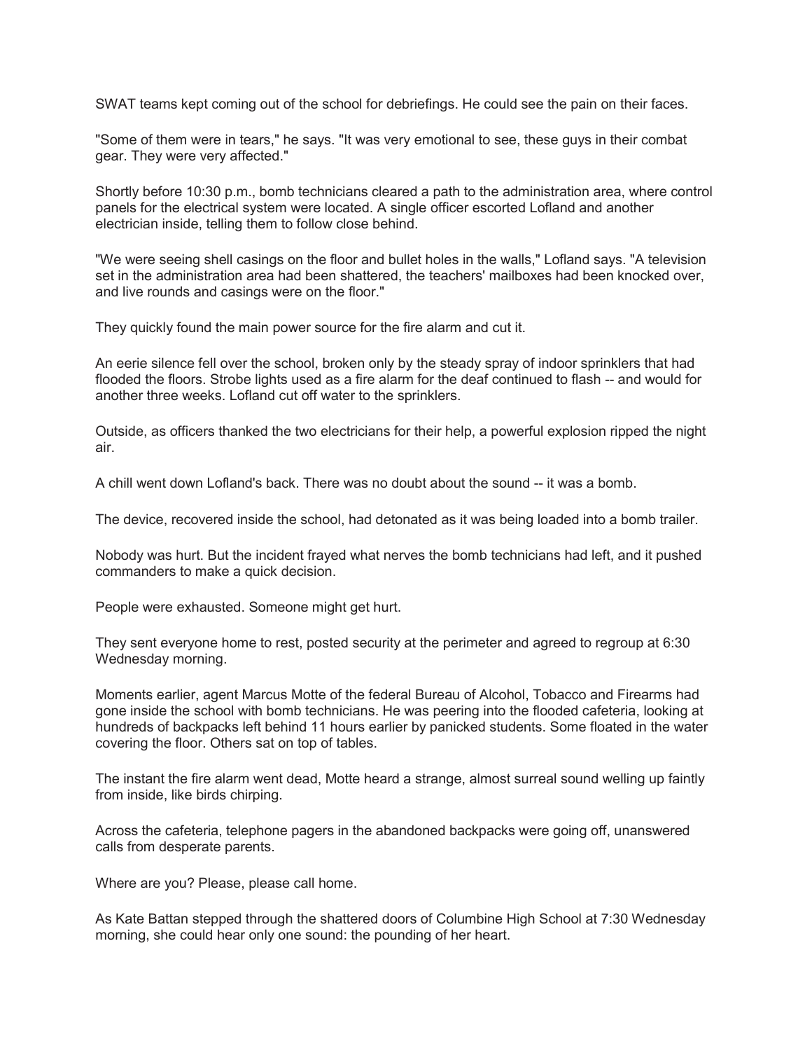SWAT teams kept coming out of the school for debriefings. He could see the pain on their faces.

"Some of them were in tears," he says. "It was very emotional to see, these guys in their combat gear. They were very affected."

Shortly before 10:30 p.m., bomb technicians cleared a path to the administration area, where control panels for the electrical system were located. A single officer escorted Lofland and another electrician inside, telling them to follow close behind.

"We were seeing shell casings on the floor and bullet holes in the walls," Lofland says. "A television set in the administration area had been shattered, the teachers' mailboxes had been knocked over, and live rounds and casings were on the floor."

They quickly found the main power source for the fire alarm and cut it.

An eerie silence fell over the school, broken only by the steady spray of indoor sprinklers that had flooded the floors. Strobe lights used as a fire alarm for the deaf continued to flash -- and would for another three weeks. Lofland cut off water to the sprinklers.

Outside, as officers thanked the two electricians for their help, a powerful explosion ripped the night air.

A chill went down Lofland's back. There was no doubt about the sound -- it was a bomb.

The device, recovered inside the school, had detonated as it was being loaded into a bomb trailer.

Nobody was hurt. But the incident frayed what nerves the bomb technicians had left, and it pushed commanders to make a quick decision.

People were exhausted. Someone might get hurt.

They sent everyone home to rest, posted security at the perimeter and agreed to regroup at 6:30 Wednesday morning.

Moments earlier, agent Marcus Motte of the federal Bureau of Alcohol, Tobacco and Firearms had gone inside the school with bomb technicians. He was peering into the flooded cafeteria, looking at hundreds of backpacks left behind 11 hours earlier by panicked students. Some floated in the water covering the floor. Others sat on top of tables.

The instant the fire alarm went dead, Motte heard a strange, almost surreal sound welling up faintly from inside, like birds chirping.

Across the cafeteria, telephone pagers in the abandoned backpacks were going off, unanswered calls from desperate parents.

Where are you? Please, please call home.

As Kate Battan stepped through the shattered doors of Columbine High School at 7:30 Wednesday morning, she could hear only one sound: the pounding of her heart.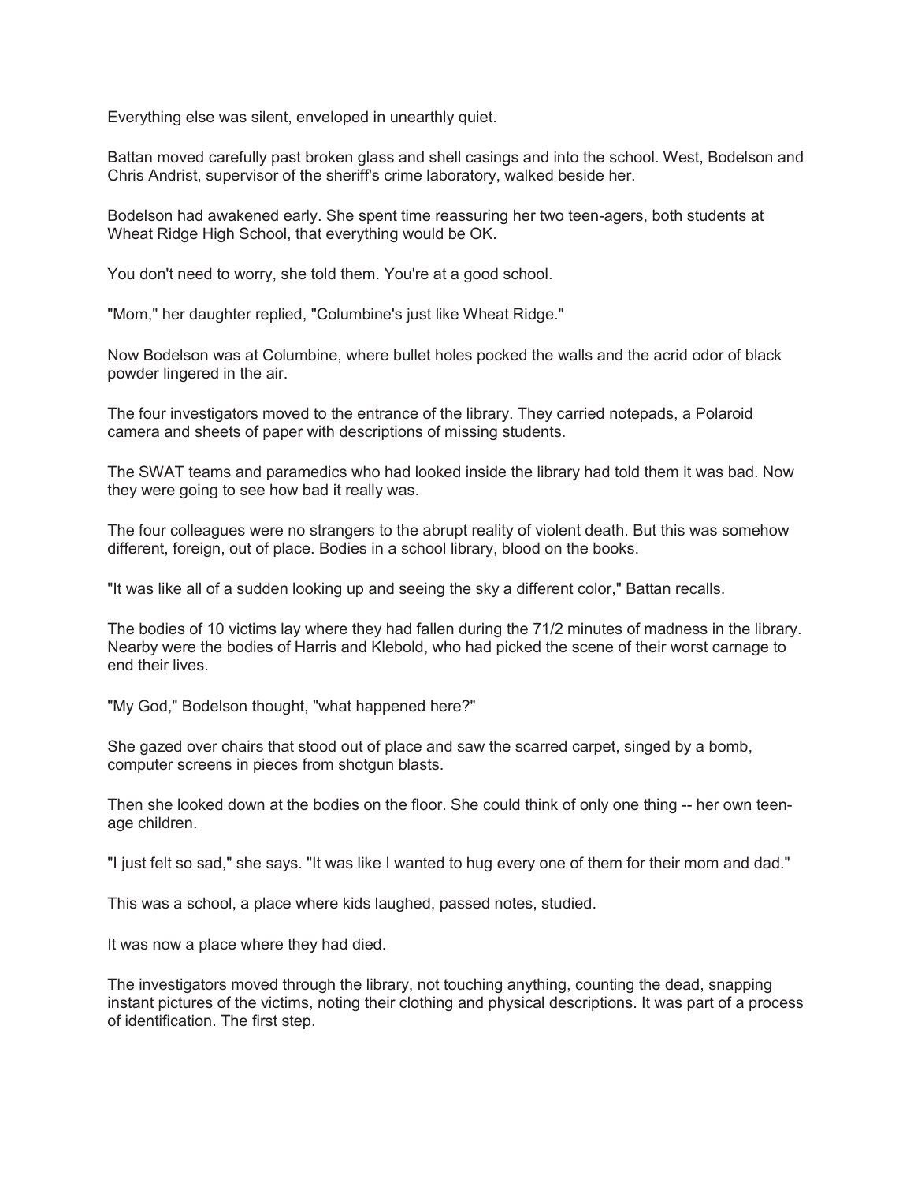Everything else was silent, enveloped in unearthly quiet.

Battan moved carefully past broken glass and shell casings and into the school. West, Bodelson and Chris Andrist, supervisor of the sheriff's crime laboratory, walked beside her.

Bodelson had awakened early. She spent time reassuring her two teen-agers, both students at Wheat Ridge High School, that everything would be OK.

You don't need to worry, she told them. You're at a good school.

"Mom," her daughter replied, "Columbine's just like Wheat Ridge."

Now Bodelson was at Columbine, where bullet holes pocked the walls and the acrid odor of black powder lingered in the air.

The four investigators moved to the entrance of the library. They carried notepads, a Polaroid camera and sheets of paper with descriptions of missing students.

The SWAT teams and paramedics who had looked inside the library had told them it was bad. Now they were going to see how bad it really was.

The four colleagues were no strangers to the abrupt reality of violent death. But this was somehow different, foreign, out of place. Bodies in a school library, blood on the books.

"It was like all of a sudden looking up and seeing the sky a different color," Battan recalls.

The bodies of 10 victims lay where they had fallen during the 71/2 minutes of madness in the library. Nearby were the bodies of Harris and Klebold, who had picked the scene of their worst carnage to end their lives.

"My God," Bodelson thought, "what happened here?"

She gazed over chairs that stood out of place and saw the scarred carpet, singed by a bomb, computer screens in pieces from shotgun blasts.

Then she looked down at the bodies on the floor. She could think of only one thing -- her own teen-age children.

"I just felt so sad," she says. "It was like I wanted to hug every one of them for their mom and dad."

This was a school, a place where kids laughed, passed notes, studied.

It was now a place where they had died.

The investigators moved through the library, not touching anything, counting the dead, snapping instant pictures of the victims, noting their clothing and physical descriptions. It was part of a process of identification. The first step.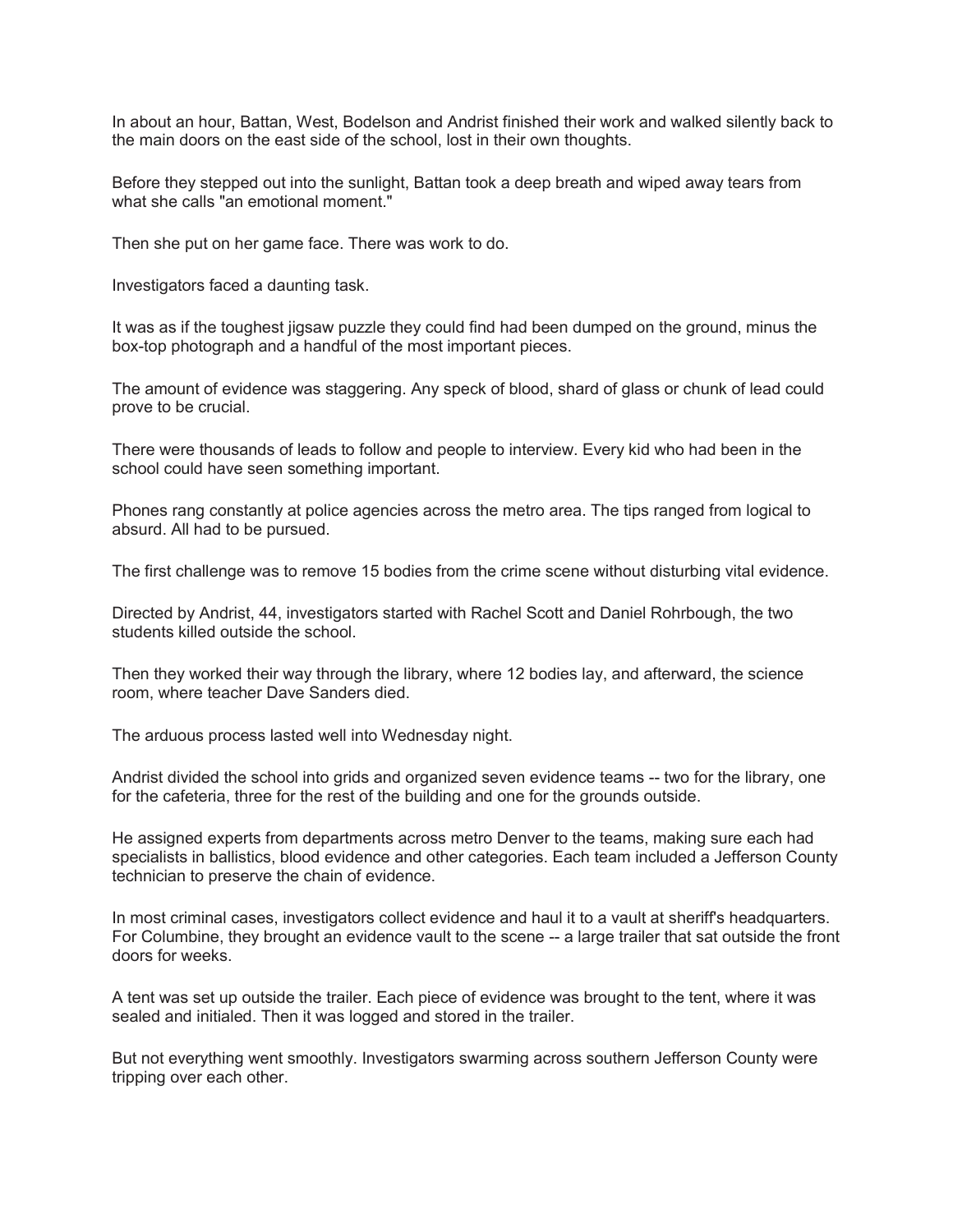In about an hour, Battan, West, Bodelson and Andrist finished their work and walked silently back to the main doors on the east side of the school, lost in their own thoughts.

Before they stepped out into the sunlight, Battan took a deep breath and wiped away tears from what she calls "an emotional moment."

Then she put on her game face. There was work to do.

Investigators faced a daunting task.

It was as if the toughest jigsaw puzzle they could find had been dumped on the ground, minus the box-top photograph and a handful of the most important pieces.

The amount of evidence was staggering. Any speck of blood, shard of glass or chunk of lead could prove to be crucial.

There were thousands of leads to follow and people to interview. Every kid who had been in the school could have seen something important.

Phones rang constantly at police agencies across the metro area. The tips ranged from logical to absurd. All had to be pursued.

The first challenge was to remove 15 bodies from the crime scene without disturbing vital evidence.

Directed by Andrist, 44, investigators started with Rachel Scott and Daniel Rohrbough, the two students killed outside the school.

Then they worked their way through the library, where 12 bodies lay, and afterward, the science room, where teacher Dave Sanders died.

The arduous process lasted well into Wednesday night.

Andrist divided the school into grids and organized seven evidence teams -- two for the library, one for the cafeteria, three for the rest of the building and one for the grounds outside.

He assigned experts from departments across metro Denver to the teams, making sure each had specialists in ballistics, blood evidence and other categories. Each team included a Jefferson County technician to preserve the chain of evidence.

In most criminal cases, investigators collect evidence and haul it to a vault at sheriff's headquarters. For Columbine, they brought an evidence vault to the scene -- a large trailer that sat outside the front doors for weeks.

A tent was set up outside the trailer. Each piece of evidence was brought to the tent, where it was sealed and initialed. Then it was logged and stored in the trailer.

But not everything went smoothly. Investigators swarming across southern Jefferson County were tripping over each other.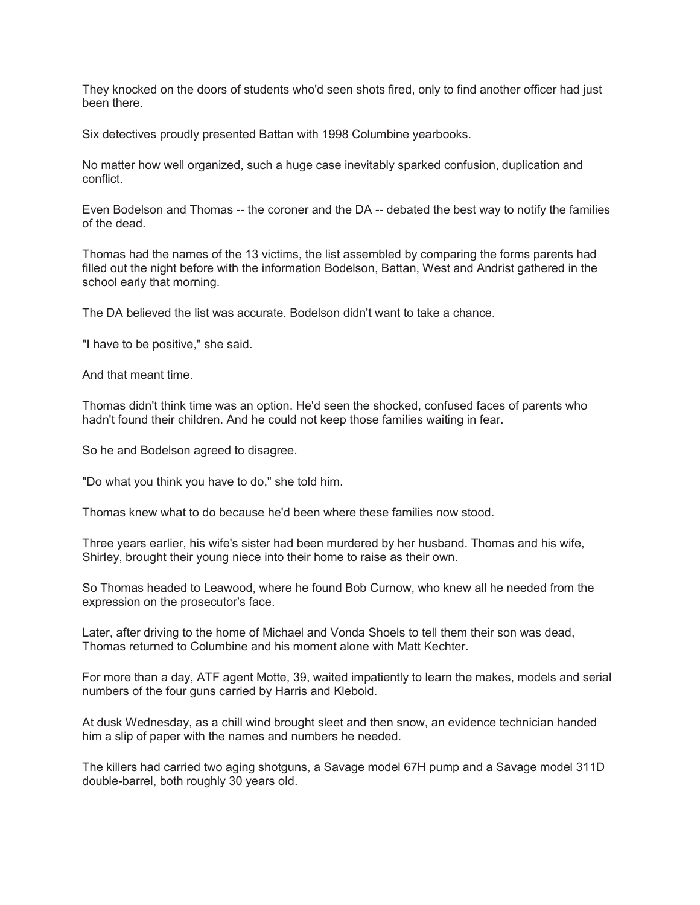They knocked on the doors of students who'd seen shots fired, only to find another officer had just been there.

Six detectives proudly presented Battan with 1998 Columbine yearbooks.

No matter how well organized, such a huge case inevitably sparked confusion, duplication and conflict.

Even Bodelson and Thomas -- the coroner and the DA -- debated the best way to notify the families of the dead.

Thomas had the names of the 13 victims, the list assembled by comparing the forms parents had filled out the night before with the information Bodelson, Battan, West and Andrist gathered in the school early that morning.

The DA believed the list was accurate. Bodelson didn't want to take a chance.

"I have to be positive," she said.

And that meant time.

Thomas didn't think time was an option. He'd seen the shocked, confused faces of parents who hadn't found their children. And he could not keep those families waiting in fear.

So he and Bodelson agreed to disagree.

"Do what you think you have to do," she told him.

Thomas knew what to do because he'd been where these families now stood.

Three years earlier, his wife's sister had been murdered by her husband. Thomas and his wife, Shirley, brought their young niece into their home to raise as their own.

So Thomas headed to Leawood, where he found Bob Curnow, who knew all he needed from the expression on the prosecutor's face.

Later, after driving to the home of Michael and Vonda Shoels to tell them their son was dead, Thomas returned to Columbine and his moment alone with Matt Kechter.

For more than a day, ATF agent Motte, 39, waited impatiently to learn the makes, models and serial numbers of the four guns carried by Harris and Klebold.

At dusk Wednesday, as a chill wind brought sleet and then snow, an evidence technician handed him a slip of paper with the names and numbers he needed.

The killers had carried two aging shotguns, a Savage model 67H pump and a Savage model 311D double-barrel, both roughly 30 years old.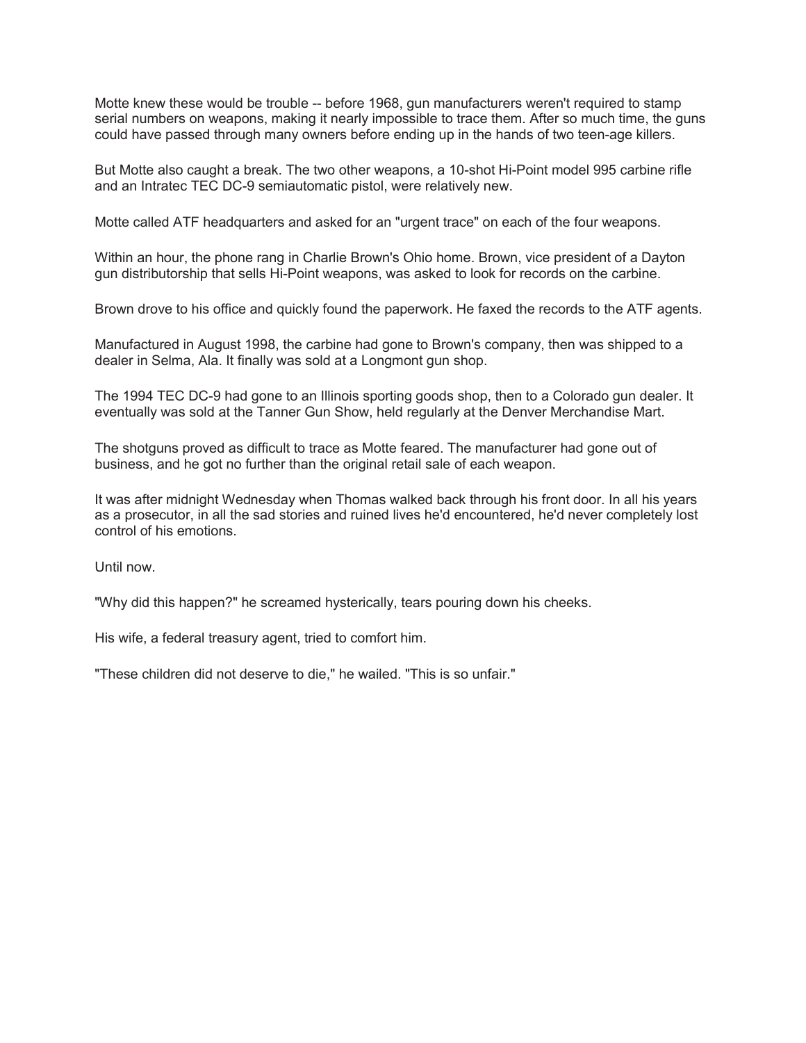Motte knew these would be trouble -- before 1968, gun manufacturers weren't required to stamp serial numbers on weapons, making it nearly impossible to trace them. After so much time, the guns could have passed through many owners before ending up in the hands of two teen-age killers.

But Motte also caught a break. The two other weapons, a 10-shot Hi-Point model 995 carbine rifle and an Intratec TEC DC-9 semiautomatic pistol, were relatively new.

Motte called ATF headquarters and asked for an "urgent trace" on each of the four weapons.

Within an hour, the phone rang in Charlie Brown's Ohio home. Brown, vice president of a Dayton gun distributorship that sells Hi-Point weapons, was asked to look for records on the carbine.

Brown drove to his office and quickly found the paperwork. He faxed the records to the ATF agents.

Manufactured in August 1998, the carbine had gone to Brown's company, then was shipped to a dealer in Selma, Ala. It finally was sold at a Longmont gun shop.

The 1994 TEC DC-9 had gone to an Illinois sporting goods shop, then to a Colorado gun dealer. It eventually was sold at the Tanner Gun Show, held regularly at the Denver Merchandise Mart.

The shotguns proved as difficult to trace as Motte feared. The manufacturer had gone out of business, and he got no further than the original retail sale of each weapon.

It was after midnight Wednesday when Thomas walked back through his front door. In all his years as a prosecutor, in all the sad stories and ruined lives he'd encountered, he'd never completely lost control of his emotions.

Until now.

"Why did this happen?" he screamed hysterically, tears pouring down his cheeks.

His wife, a federal treasury agent, tried to comfort him.

"These children did not deserve to die," he wailed. "This is so unfair."